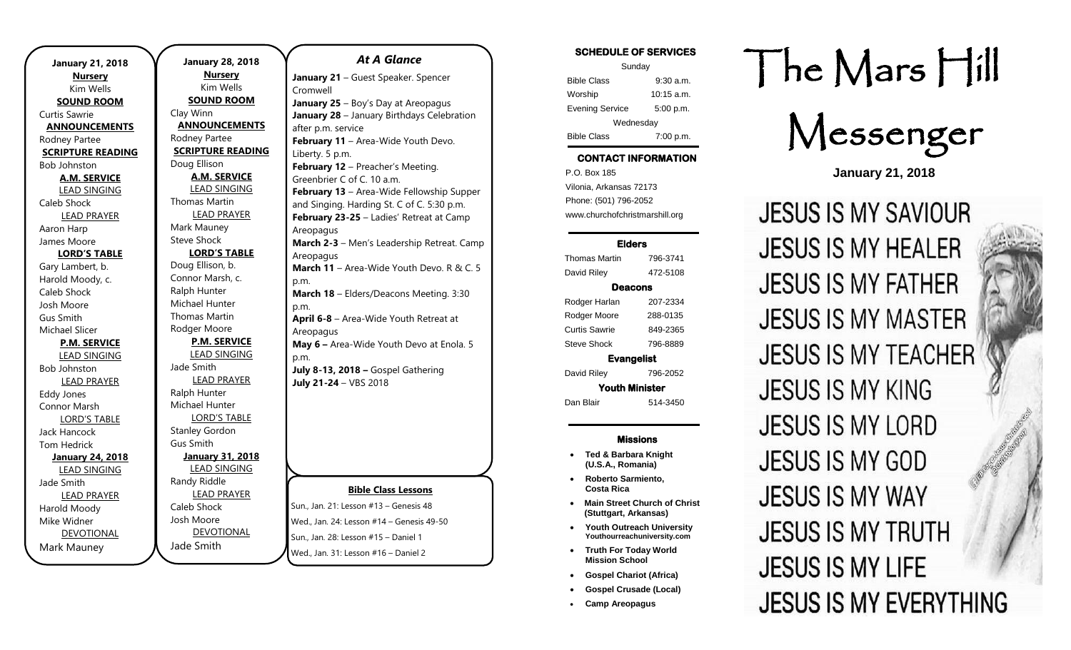**January 21, 2018**

**Nursery**
Kim Wells

**SOUND ROOM**
Curtis Sawrie

**ANNOUNCEMENTS**
Rodney Partee

**SCRIPTURE READING**
Bob Johnston

**A.M. SERVICE**

LEAD SINGING
Caleb Shock

LEAD PRAYER
Aaron Harp
James Moore

**LORD'S TABLE**
Gary Lambert, b.
Harold Moody, c.
Caleb Shock
Josh Moore
Gus Smith
Michael Slicer

**P.M. SERVICE**

LEAD SINGING
Bob Johnston

LEAD PRAYER
Eddy Jones
Connor Marsh

LORD'S TABLE
Jack Hancock
Tom Hedrick

**January 24, 2018**

LEAD SINGING
Jade Smith

LEAD PRAYER
Harold Moody
Mike Widner

DEVOTIONAL
Mark Mauney

**January 28, 2018**

**Nursery**
Kim Wells

**SOUND ROOM**
Clay Winn

**ANNOUNCEMENTS**
Rodney Partee

**SCRIPTURE READING**
Doug Ellison

**A.M. SERVICE**

LEAD SINGING
Thomas Martin

LEAD PRAYER
Mark Mauney
Steve Shock

**LORD'S TABLE**
Doug Ellison, b.
Connor Marsh, c.
Ralph Hunter
Michael Hunter
Thomas Martin
Rodger Moore

**P.M. SERVICE**

LEAD SINGING
Jade Smith

LEAD PRAYER
Ralph Hunter
Michael Hunter

LORD'S TABLE
Stanley Gordon
Gus Smith

**January 31, 2018**

LEAD SINGING
Randy Riddle

LEAD PRAYER
Caleb Shock
Josh Moore

DEVOTIONAL
Jade Smith

## *At A Glance*

**January 21** – Guest Speaker. Spencer Cromwell
**January 25** – Boy's Day at Areopagus
**January 28** – January Birthdays Celebration after p.m. service
**February 11** – Area-Wide Youth Devo. Liberty. 5 p.m.
**February 12** – Preacher's Meeting. Greenbrier C of C. 10 a.m.
**February 13** – Area-Wide Fellowship Supper and Singing. Harding St. C of C. 5:30 p.m.
**February 23-25** – Ladies' Retreat at Camp Areopagus
**March 2-3** – Men's Leadership Retreat. Camp Areopagus
**March 11** – Area-Wide Youth Devo. R & C. 5 p.m.
**March 18** – Elders/Deacons Meeting. 3:30 p.m.
**April 6-8** – Area-Wide Youth Retreat at Areopagus
**May 6 –** Area-Wide Youth Devo at Enola. 5 p.m.
**July 8-13, 2018 –** Gospel Gathering
**July 21-24** – VBS 2018

**Bible Class Lessons**

Sun., Jan. 21: Lesson #13 – Genesis 48
Wed., Jan. 24: Lesson #14 – Genesis 49-50
Sun., Jan. 28: Lesson #15 – Daniel 1
Wed., Jan. 31: Lesson #16 – Daniel 2

**SCHEDULE OF SERVICES**

| Sunday | |
|---|---|
| Bible Class | 9:30 a.m. |
| Worship | 10:15 a.m. |
| Evening Service | 5:00 p.m. |
| Wednesday | |
| Bible Class | 7:00 p.m. |

**CONTACT INFORMATION**

P.O. Box 185
Vilonia, Arkansas 72173
Phone: (501) 796-2052
www.churchofchristmarshill.org

**Elders**

| | |
|---|---|
| Thomas Martin | 796-3741 |
| David Riley | 472-5108 |

**Deacons**

| | |
|---|---|
| Rodger Harlan | 207-2334 |
| Rodger Moore | 288-0135 |
| Curtis Sawrie | 849-2365 |
| Steve Shock | 796-8889 |

**Evangelist**

| | |
|---|---|
| David Riley | 796-2052 |

**Youth Minister**

| | |
|---|---|
| Dan Blair | 514-3450 |

**Missions**

- **Ted & Barbara Knight (U.S.A., Romania)**
- **Roberto Sarmiento, Costa Rica**
- **Main Street Church of Christ (Stuttgart, Arkansas)**
- **Youth Outreach University** Youthourreachuniversity.com
- **Truth For Today World Mission School**
- **Gospel Chariot (Africa)**
- **Gospel Crusade (Local)**
- **Camp Areopagus**

# The Mars Hill Messenger

**January 21, 2018**

JESUS IS MY SAVIOUR
JESUS IS MY HEALER
JESUS IS MY FATHER
JESUS IS MY MASTER
JESUS IS MY TEACHER
JESUS IS MY KING
JESUS IS MY LORD
JESUS IS MY GOD
JESUS IS MY WAY
JESUS IS MY TRUTH
JESUS IS MY LIFE
JESUS IS MY EVERYTHING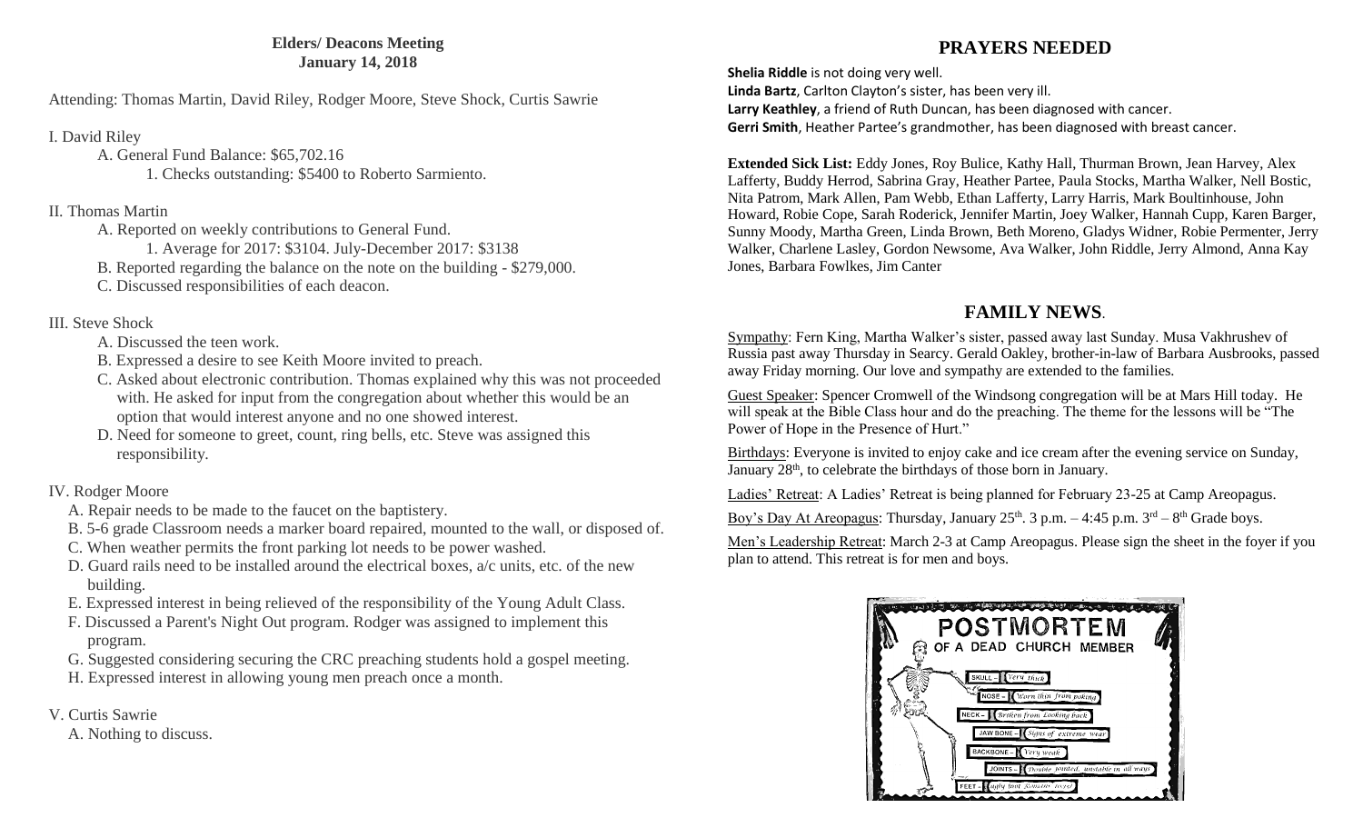**Elders/ Deacons Meeting**
**January 14, 2018**

Attending: Thomas Martin, David Riley, Rodger Moore, Steve Shock, Curtis Sawrie

I. David Riley

- A. General Fund Balance: $65,702.16
    - 1. Checks outstanding: $5400 to Roberto Sarmiento.

II. Thomas Martin

- A. Reported on weekly contributions to General Fund.
    - 1. Average for 2017: $3104. July-December 2017: $3138
- B. Reported regarding the balance on the note on the building - $279,000.
- C. Discussed responsibilities of each deacon.

III. Steve Shock

- A. Discussed the teen work.
- B. Expressed a desire to see Keith Moore invited to preach.
- C. Asked about electronic contribution. Thomas explained why this was not proceeded with. He asked for input from the congregation about whether this would be an option that would interest anyone and no one showed interest.
- D. Need for someone to greet, count, ring bells, etc. Steve was assigned this responsibility.

IV. Rodger Moore

- A. Repair needs to be made to the faucet on the baptistery.
- B. 5-6 grade Classroom needs a marker board repaired, mounted to the wall, or disposed of.
- C. When weather permits the front parking lot needs to be power washed.
- D. Guard rails need to be installed around the electrical boxes, a/c units, etc. of the new building.
- E. Expressed interest in being relieved of the responsibility of the Young Adult Class.
- F. Discussed a Parent's Night Out program. Rodger was assigned to implement this program.
- G. Suggested considering securing the CRC preaching students hold a gospel meeting.
- H. Expressed interest in allowing young men preach once a month.

V. Curtis Sawrie

- A. Nothing to discuss.

## PRAYERS NEEDED

**Shelia Riddle** is not doing very well.
**Linda Bartz**, Carlton Clayton's sister, has been very ill.
**Larry Keathley**, a friend of Ruth Duncan, has been diagnosed with cancer.
**Gerri Smith**, Heather Partee's grandmother, has been diagnosed with breast cancer.

**Extended Sick List:** Eddy Jones, Roy Bulice, Kathy Hall, Thurman Brown, Jean Harvey, Alex Lafferty, Buddy Herrod, Sabrina Gray, Heather Partee, Paula Stocks, Martha Walker, Nell Bostic, Nita Patrom, Mark Allen, Pam Webb, Ethan Lafferty, Larry Harris, Mark Boultinhouse, John Howard, Robie Cope, Sarah Roderick, Jennifer Martin, Joey Walker, Hannah Cupp, Karen Barger, Sunny Moody, Martha Green, Linda Brown, Beth Moreno, Gladys Widner, Robie Permenter, Jerry Walker, Charlene Lasley, Gordon Newsome, Ava Walker, John Riddle, Jerry Almond, Anna Kay Jones, Barbara Fowlkes, Jim Canter

## FAMILY NEWS.

Sympathy: Fern King, Martha Walker's sister, passed away last Sunday. Musa Vakhrushev of Russia past away Thursday in Searcy. Gerald Oakley, brother-in-law of Barbara Ausbrooks, passed away Friday morning. Our love and sympathy are extended to the families.

Guest Speaker: Spencer Cromwell of the Windsong congregation will be at Mars Hill today. He will speak at the Bible Class hour and do the preaching. The theme for the lessons will be "The Power of Hope in the Presence of Hurt."

Birthdays: Everyone is invited to enjoy cake and ice cream after the evening service on Sunday, January 28th, to celebrate the birthdays of those born in January.

Ladies' Retreat: A Ladies' Retreat is being planned for February 23-25 at Camp Areopagus.

Boy's Day At Areopagus: Thursday, January 25th. 3 p.m. – 4:45 p.m. 3rd – 8th Grade boys.

Men's Leadership Retreat: March 2-3 at Camp Areopagus. Please sign the sheet in the foyer if you plan to attend. This retreat is for men and boys.

POSTMORTEM
OF A DEAD CHURCH MEMBER

SKULL – Very thick
NOSE – Worn thin from poking
NECK – Broken from Looking back
JAW BONE – Signs of extreme wear
BACKBONE – Very weak
JOINTS – Double jointed, unstable in all ways
FEET – Badly bent. Somewhat swollen